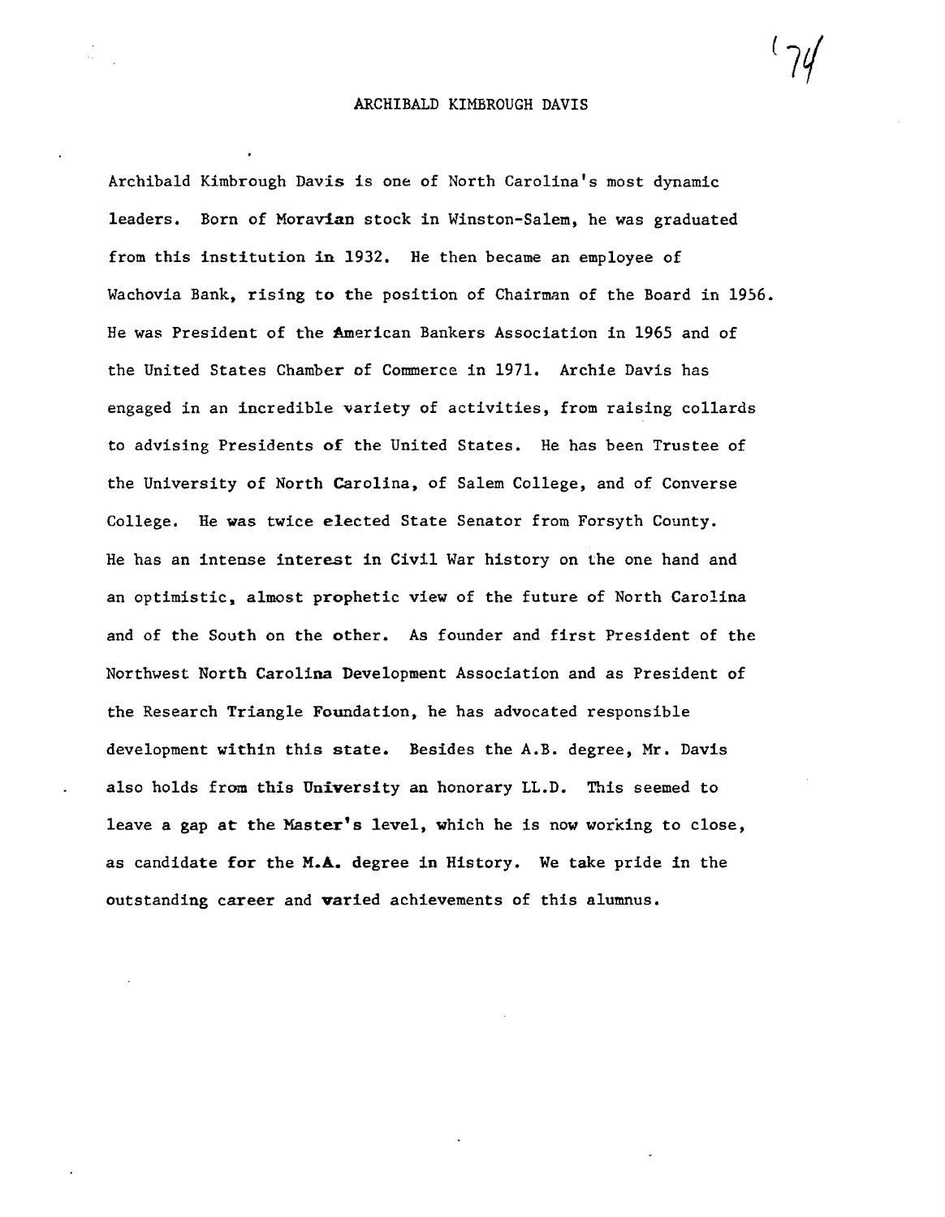# ARCHIBALD KIMBROUGH DAVIS

Archibald Kimbrough Davis is one of North Carolina's most dynamic leaders. Born of Moravian stock in Winston-Salem, he was graduated from this institution in 1932. He then became an employee of Wachovia Bank, rising to the position of Chairman of the Board in 1956. He was President of the American Bankers Association in 1965 and of the United States Chamber of Commerce in 1971. Archie Davis has engaged in an incredible variety of activities, from raising collards to advising Presidents of the United States. He has been Trustee of the University of North Carolina, of Salem College, and of Converse College. He was twice elected State Senator from Forsyth County. He has an intense interest in Civil War history on the one hand and an optimistic, almost prophetic view of the future of North Carolina and of the South on the other. As founder and first President of the Northwest North Carolina Development Association and as President of the Research Triangle Foundation, he has advocated responsible development within this state. Besides the A.B. degree, Mr. Davis also holds from this University an honorary LL.D. This seemed to leave a gap at the Master's level, which he is now working to close, as candidate for the M.A. degree in History. We take pride in the outstanding career and varied achievements of this alumnus.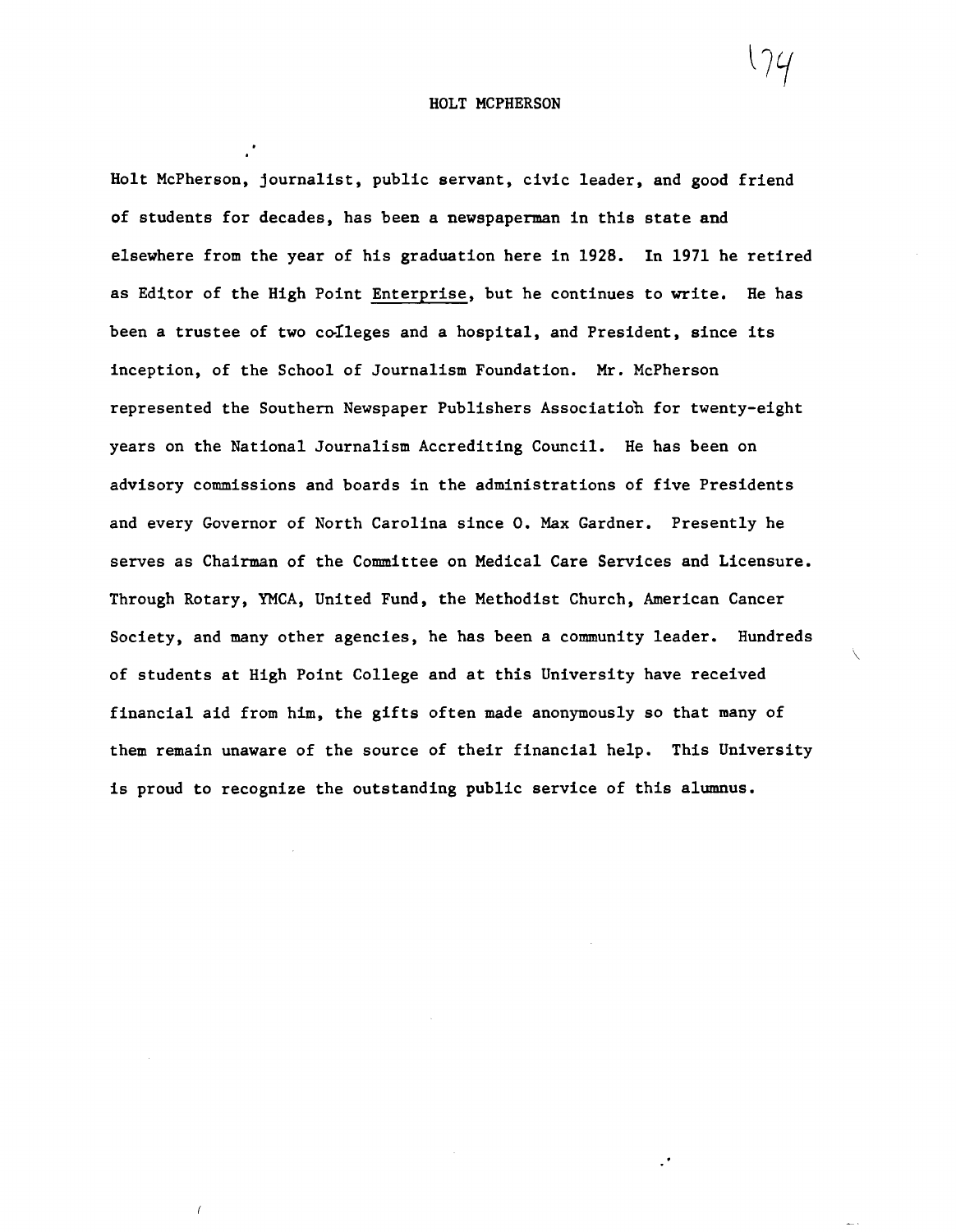# HOLT MCPHERSON

Holt McPherson, journalist, public servant, civic leader, and good friend of students for decades, has been a newspaperman in this state and elsewhere from the year of his graduation here in 1928. In 1971 he retired as Editor of the High Point Enterprise, but he continues to write. He has been a trustee of two colleges and a hospital, and President, since its inception, of the School of Journalism Foundation. Mr. McPherson represented the Southern Newspaper Publishers Association for twenty-eight years on the National Journalism Accrediting Council. He has been on advisory commissions and boards in the administrations of five Presidents and every Governor of North Carolina since O. Max Gardner. Presently he serves as Chairman of the Committee on Medical Care Services and Licensure. Through Rotary, YMCA, United Fund, the Methodist Church, American Cancer Society, and many other agencies, he has been a community leader. Hundreds of students at High Point College and at this University have received financial aid from him, the gifts often made anonymously so that many of them remain unaware of the source of their financial help. This University is proud to recognize the outstanding public service of this alumnus.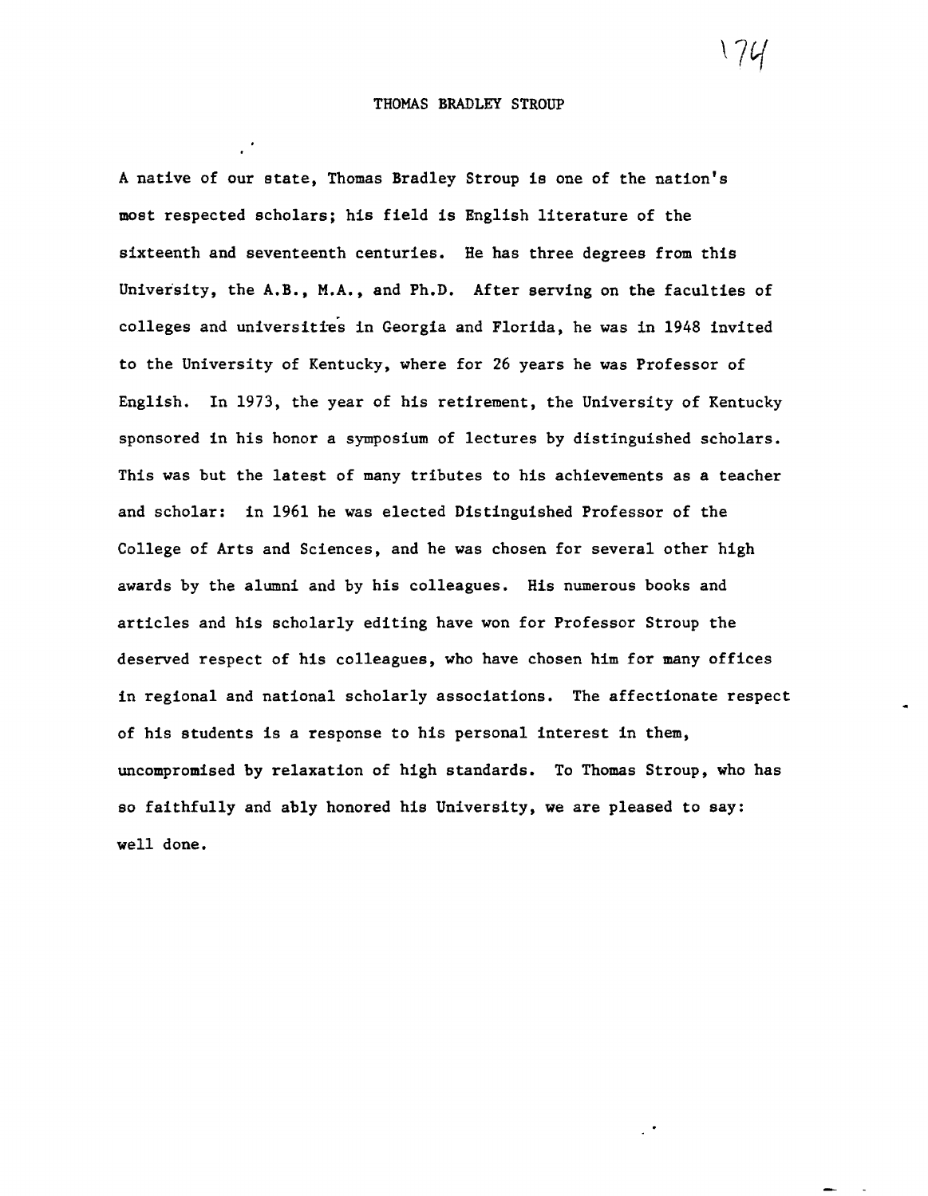# THOMAS BRADLEY STROUP

A native of our state, Thomas Bradley Stroup is one of the nation's most respected scholars; his field is English literature of the sixteenth and seventeenth centuries. He has three degrees from this University, the A.B., M.A., and Ph.D. After serving on the faculties of colleges and universities in Georgia and Florida, he was in 1948 invited to the University of Kentucky, where for 26 years he was Professor of English. In 1973, the year of his retirement, the University of Kentucky sponsored in his honor a symposium of lectures by distinguished scholars. This was but the latest of many tributes to his achievements as a teacher and scholar: in 1961 he was elected Distinguished Professor of the College of Arts and Sciences, and he was chosen for several other high awards by the alumni and by his colleagues. His numerous books and articles and his scholarly editing have won for Professor Stroup the deserved respect of his colleagues, who have chosen him for many offices in regional and national scholarly associations. The affectionate respect of his students is a response to his personal interest in them, uncompromised by relaxation of high standards. To Thomas Stroup, who has so faithfully and ably honored his University, we are pleased to say: well done.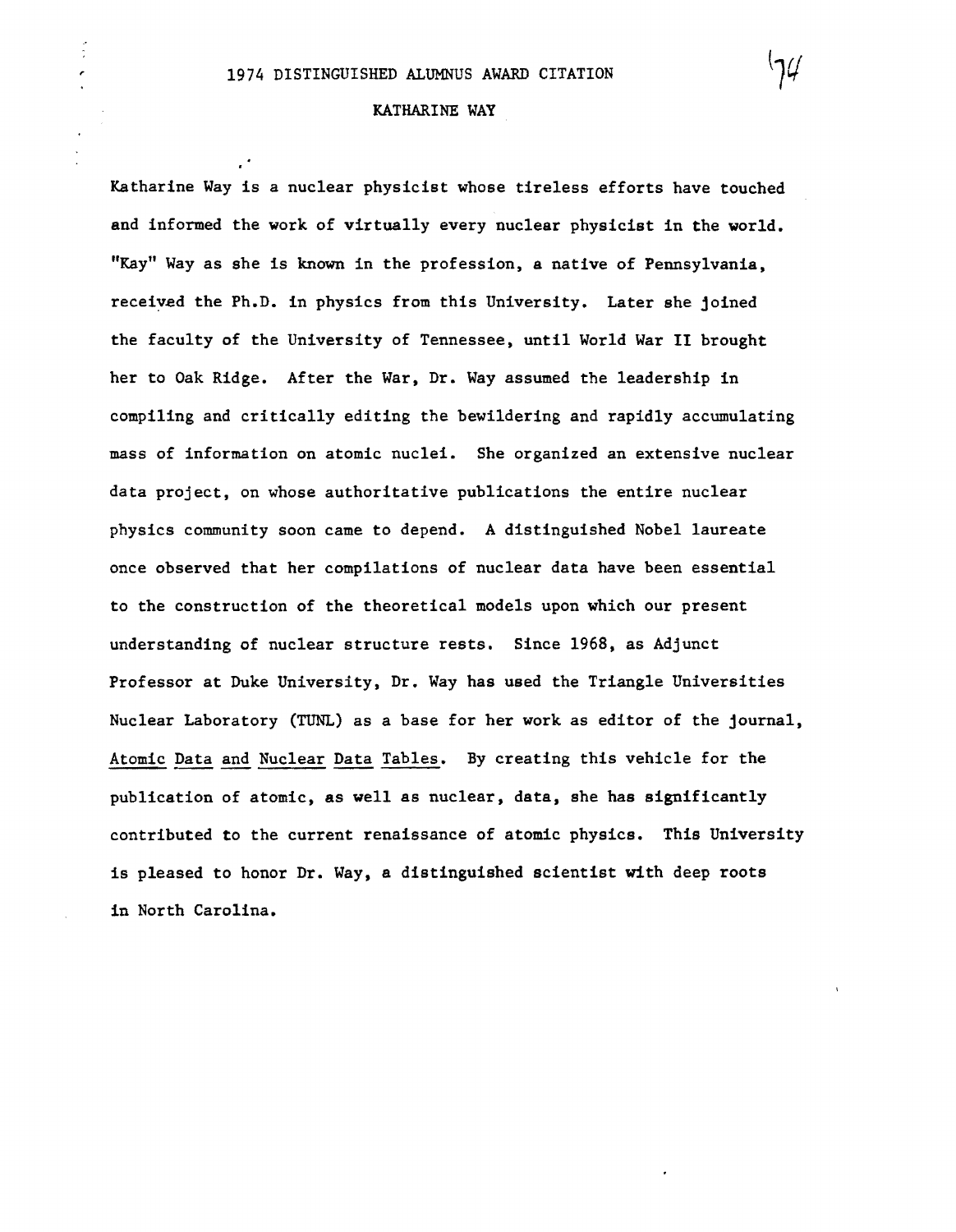# 1974 DISTINGUISHED ALUMNUS AWARD CITATION

## KATHARINE WAY

Katharine Way is a nuclear physicist whose tireless efforts have touched and informed the work of virtually every nuclear physicist in the world. "Kay" Way as she is known in the profession, a native of Pennsylvania, received the Ph.D. in physics from this University. Later she joined the faculty of the University of Tennessee, until World War II brought her to Oak Ridge. After the War, Dr. Way assumed the leadership in compiling and critically editing the bewildering and rapidly accumulating mass of information on atomic nuclei. She organized an extensive nuclear data project, on whose authoritative publications the entire nuclear physics community soon came to depend. A distinguished Nobel laureate once observed that her compilations of nuclear data have been essential to the construction of the theoretical models upon which our present understanding of nuclear structure rests. Since 1968, as Adjunct Professor at Duke University, Dr. Way has used the Triangle Universities Nuclear Laboratory (TUNL) as a base for her work as editor of the journal, Atomic Data and Nuclear Data Tables. By creating this vehicle for the publication of atomic, as well as nuclear, data, she has significantly contributed to the current renaissance of atomic physics. This University is pleased to honor Dr. Way, a distinguished scientist with deep roots in North Carolina.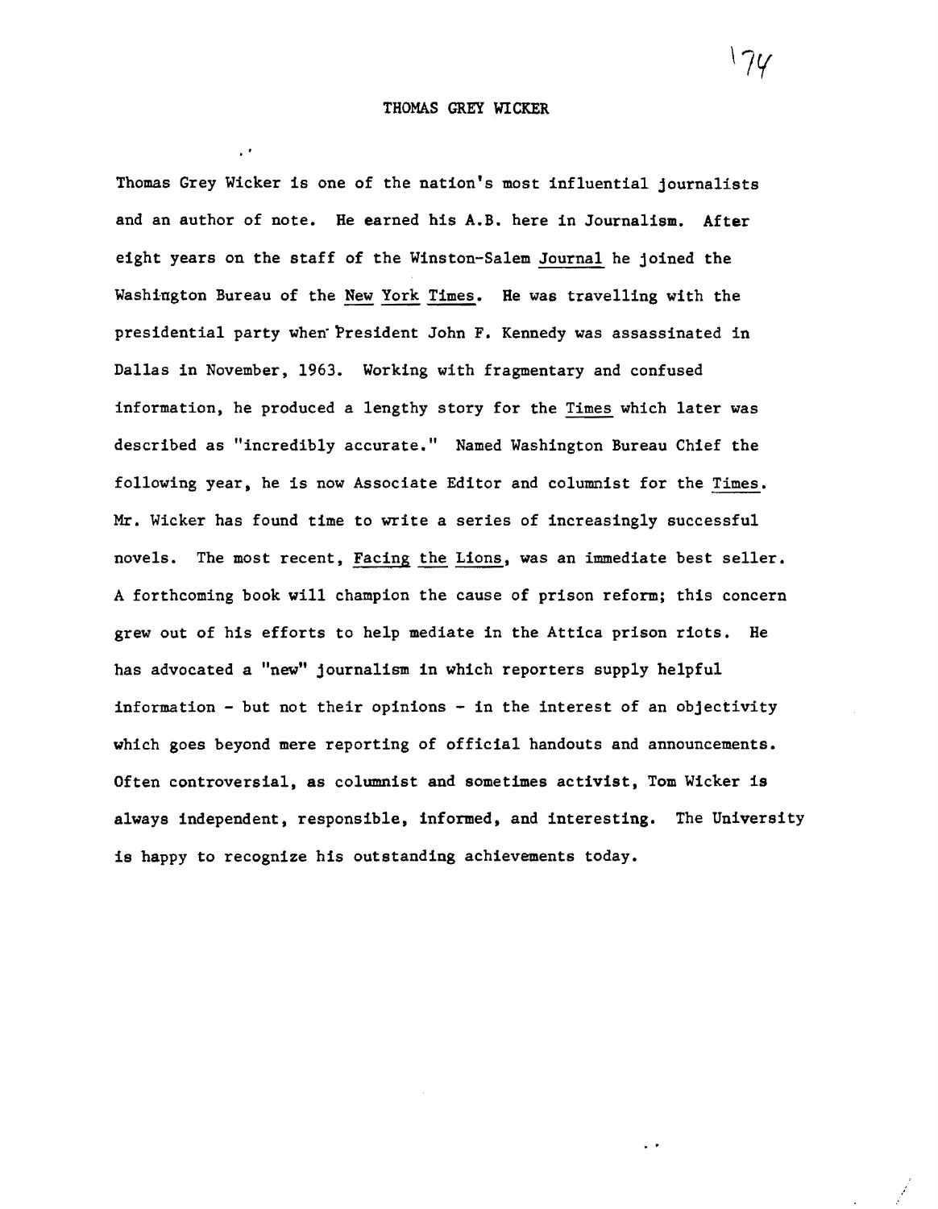# THOMAS GREY WICKER

Thomas Grey Wicker is one of the nation's most influential journalists and an author of note. He earned his A.B. here in Journalism. After eight years on the staff of the Winston-Salem *Journal* he joined the Washington Bureau of the *New York Times*. He was travelling with the presidential party when President John F. Kennedy was assassinated in Dallas in November, 1963. Working with fragmentary and confused information, he produced a lengthy story for the *Times* which later was described as "incredibly accurate." Named Washington Bureau Chief the following year, he is now Associate Editor and columnist for the *Times*. Mr. Wicker has found time to write a series of increasingly successful novels. The most recent, *Facing the Lions*, was an immediate best seller. A forthcoming book will champion the cause of prison reform; this concern grew out of his efforts to help mediate in the Attica prison riots. He has advocated a "new" journalism in which reporters supply helpful information - but not their opinions - in the interest of an objectivity which goes beyond mere reporting of official handouts and announcements. Often controversial, as columnist and sometimes activist, Tom Wicker is always independent, responsible, informed, and interesting. The University is happy to recognize his outstanding achievements today.